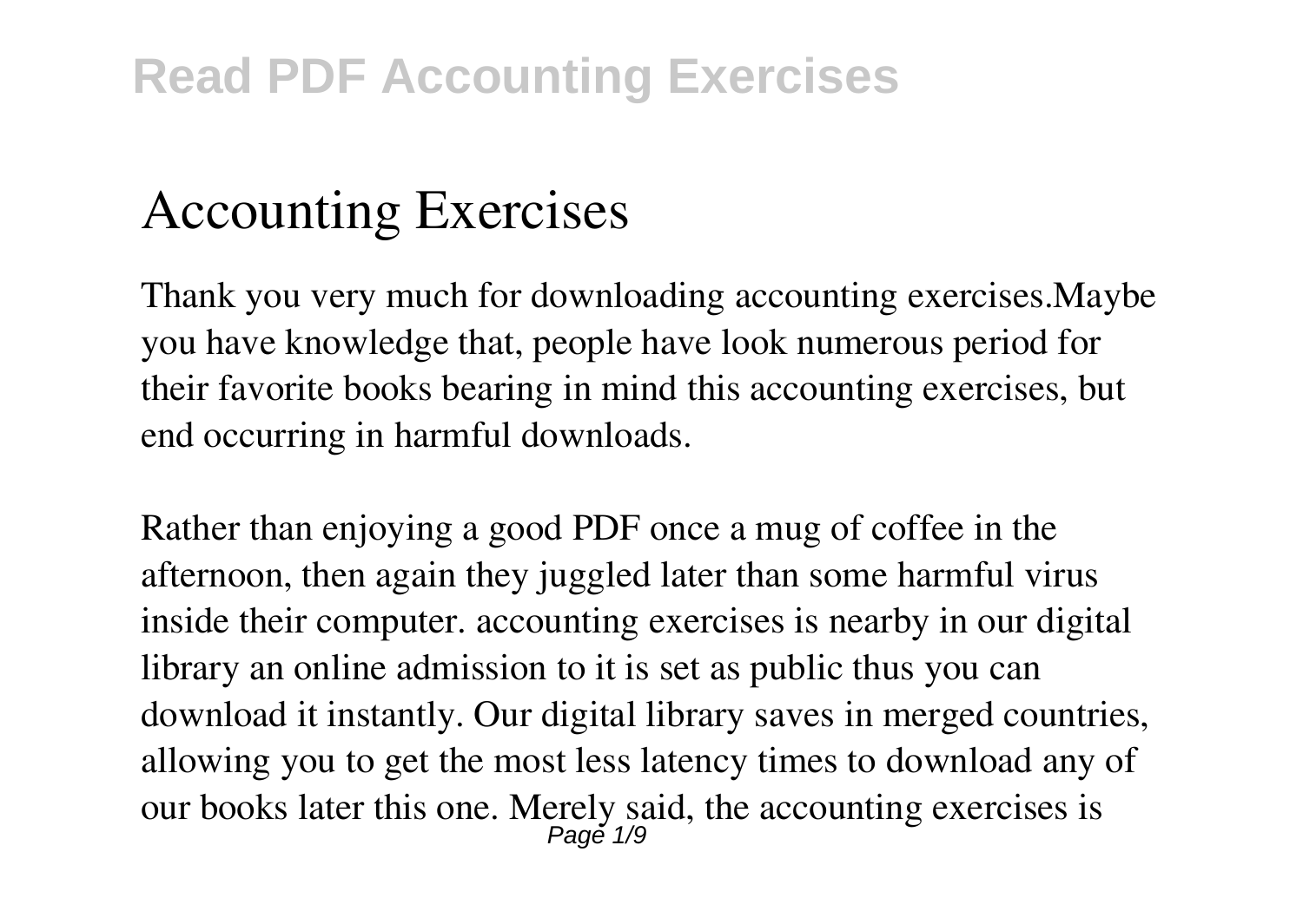# Accounting Exercises

Thank you very much for downloading accounting exercises.Maybe you have knowledge that, people have look numerous period for their favorite books bearing in mind this accounting exercises, but end occurring in harmful downloads.

Rather than enjoying a good PDF once a mug of coffee in the afternoon, then again they juggled later than some harmful virus inside their computer. accounting exercises is nearby in our digital library an online admission to it is set as public thus you can download it instantly. Our digital library saves in merged countries, allowing you to get the most less latency times to download any of our books later this one. Merely said, the accounting exercises is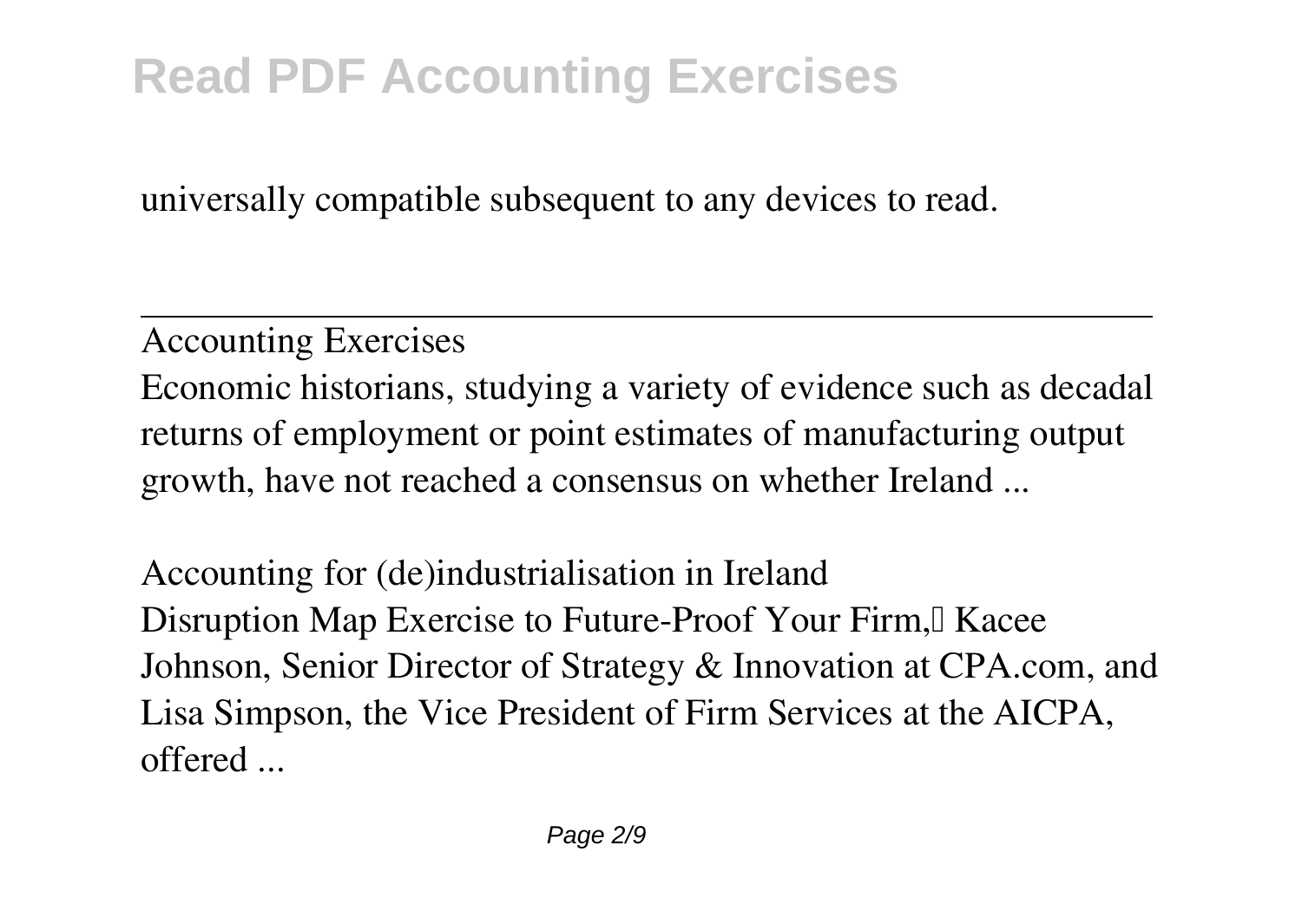universally compatible subsequent to any devices to read.

---

Accounting Exercises

Economic historians, studying a variety of evidence such as decadal returns of employment or point estimates of manufacturing output growth, have not reached a consensus on whether Ireland ...

Accounting for (de)industrialisation in Ireland

Disruption Map Exercise to Future-Proof Your Firm,” Kacee Johnson, Senior Director of Strategy & Innovation at CPA.com, and Lisa Simpson, the Vice President of Firm Services at the AICPA, offered ...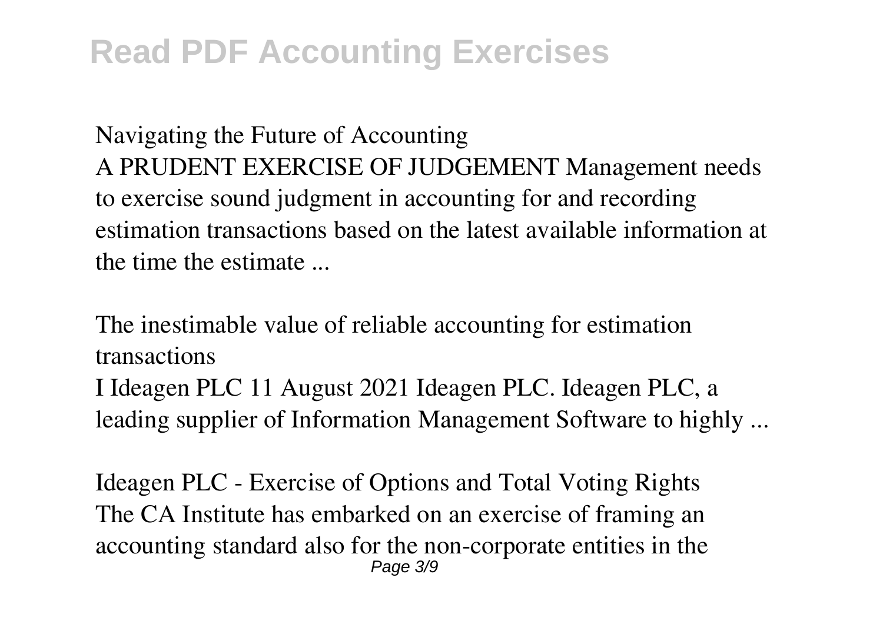**Navigating the Future of Accounting**

A PRUDENT EXERCISE OF JUDGEMENT Management needs to exercise sound judgment in accounting for and recording estimation transactions based on the latest available information at the time the estimate ...

**The inestimable value of reliable accounting for estimation transactions**

I Ideagen PLC 11 August 2021 Ideagen PLC. Ideagen PLC, a leading supplier of Information Management Software to highly ...

**Ideagen PLC - Exercise of Options and Total Voting Rights**

The CA Institute has embarked on an exercise of framing an accounting standard also for the non-corporate entities in the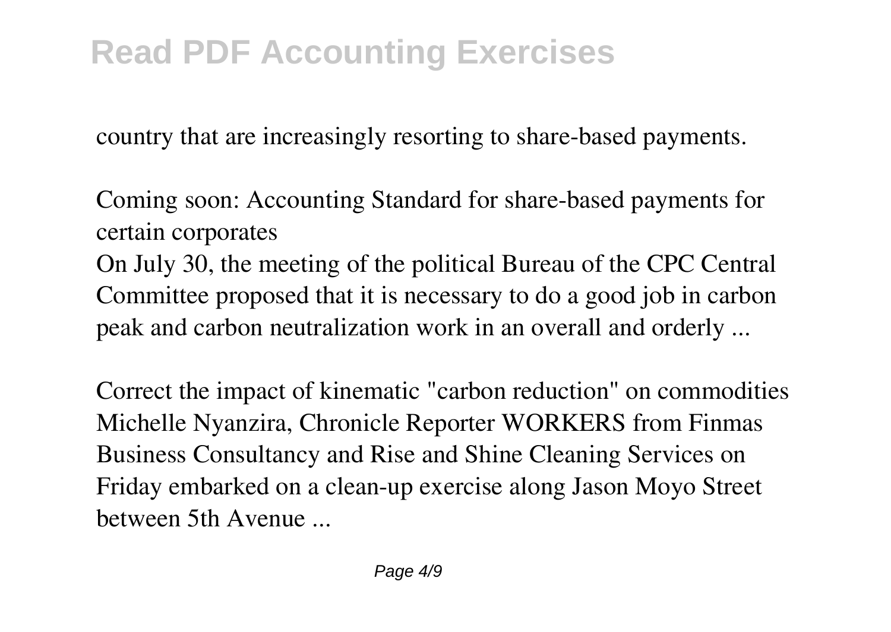country that are increasingly resorting to share-based payments.

Coming soon: Accounting Standard for share-based payments for certain corporates

On July 30, the meeting of the political Bureau of the CPC Central Committee proposed that it is necessary to do a good job in carbon peak and carbon neutralization work in an overall and orderly ...

Correct the impact of kinematic "carbon reduction" on commodities

Michelle Nyanzira, Chronicle Reporter WORKERS from Finmas Business Consultancy and Rise and Shine Cleaning Services on Friday embarked on a clean-up exercise along Jason Moyo Street between 5th Avenue ...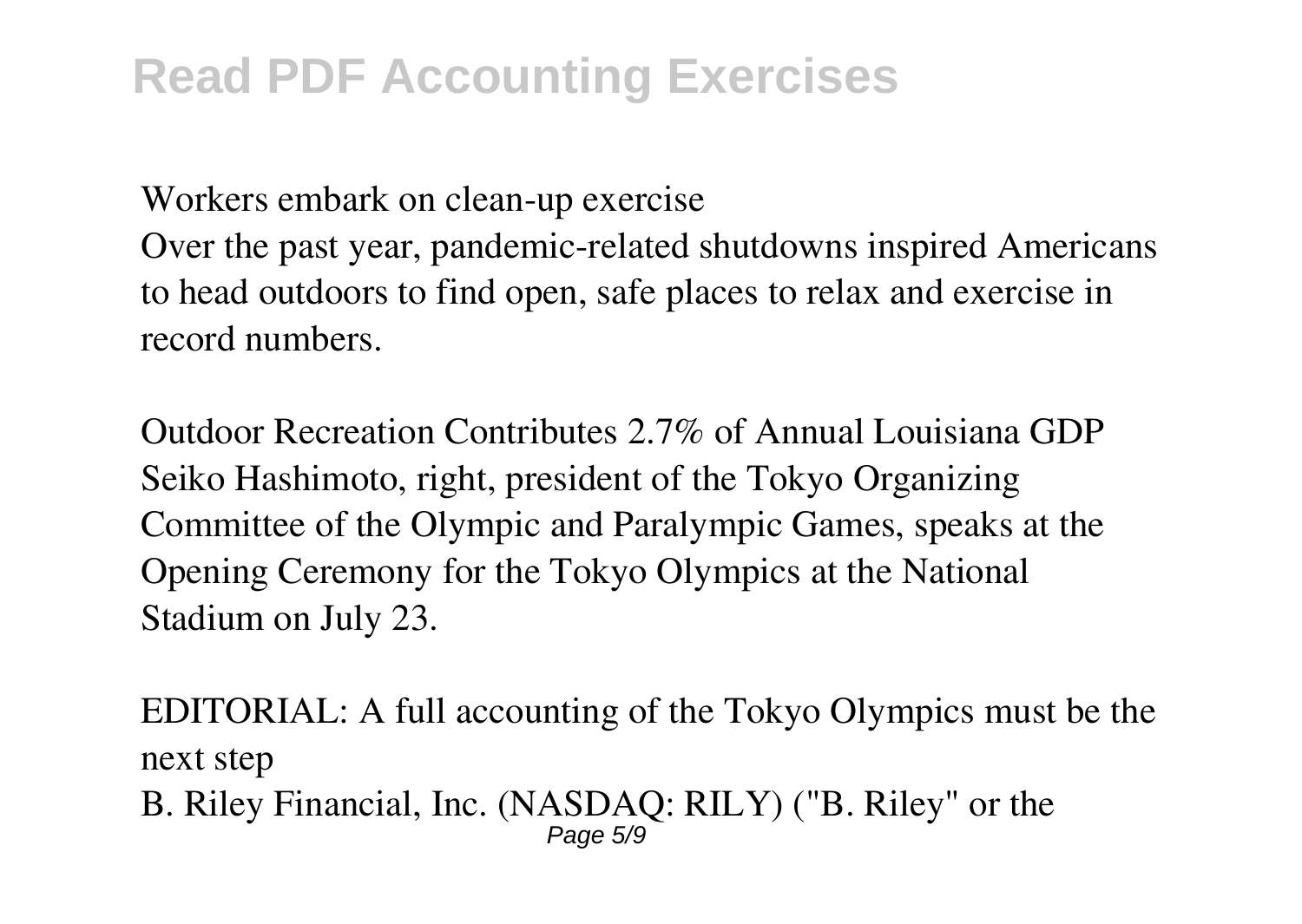Workers embark on clean-up exercise

Over the past year, pandemic-related shutdowns inspired Americans to head outdoors to find open, safe places to relax and exercise in record numbers.

Outdoor Recreation Contributes 2.7% of Annual Louisiana GDP

Seiko Hashimoto, right, president of the Tokyo Organizing Committee of the Olympic and Paralympic Games, speaks at the Opening Ceremony for the Tokyo Olympics at the National Stadium on July 23.

EDITORIAL: A full accounting of the Tokyo Olympics must be the next step

B. Riley Financial, Inc. (NASDAQ: RILY) ("B. Riley" or the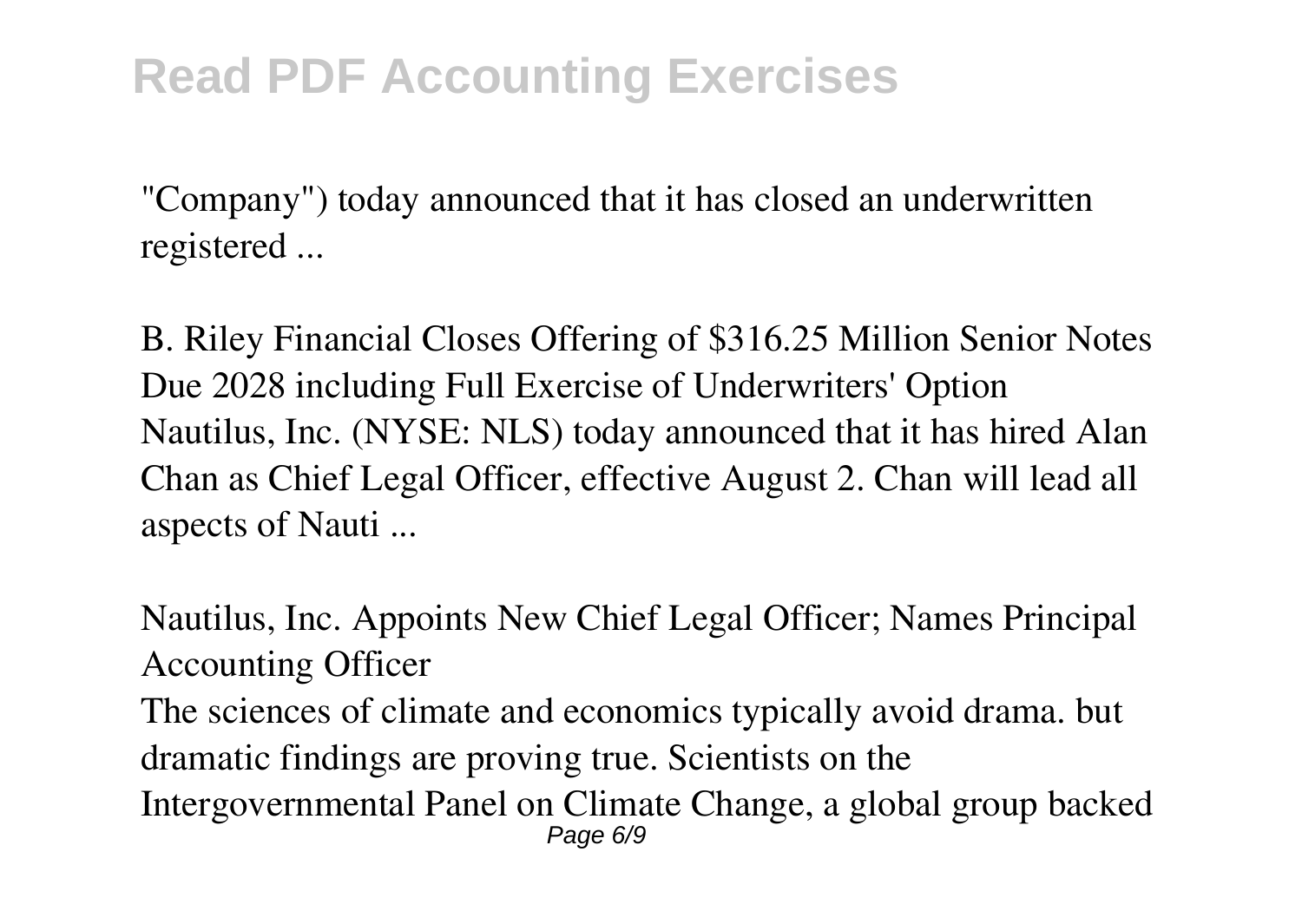"Company") today announced that it has closed an underwritten registered ...

*B. Riley Financial Closes Offering of $316.25 Million Senior Notes Due 2028 including Full Exercise of Underwriters' Option*
Nautilus, Inc. (NYSE: NLS) today announced that it has hired Alan Chan as Chief Legal Officer, effective August 2. Chan will lead all aspects of Nauti ...

*Nautilus, Inc. Appoints New Chief Legal Officer; Names Principal Accounting Officer*
The sciences of climate and economics typically avoid drama. but dramatic findings are proving true. Scientists on the Intergovernmental Panel on Climate Change, a global group backed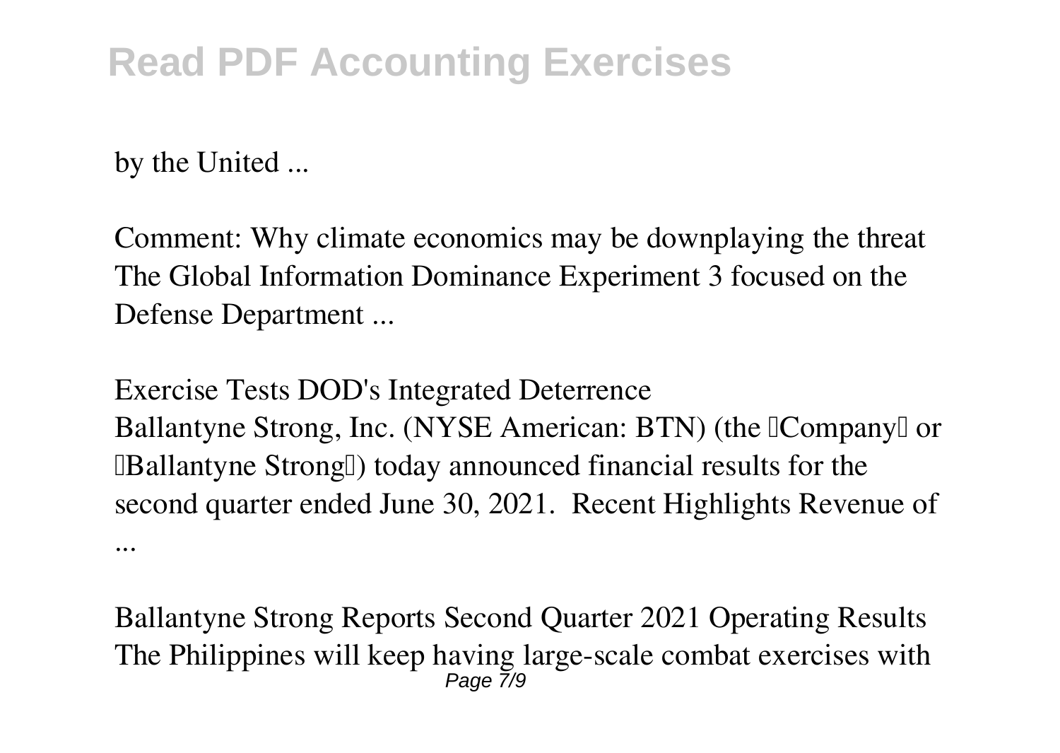by the United ...

Comment: Why climate economics may be downplaying the threat
The Global Information Dominance Experiment 3 focused on the Defense Department ...

Exercise Tests DOD's Integrated Deterrence
Ballantyne Strong, Inc. (NYSE American: BTN) (the "Company" or "Ballantyne Strong") today announced financial results for the second quarter ended June 30, 2021.  Recent Highlights Revenue of ...

Ballantyne Strong Reports Second Quarter 2021 Operating Results
The Philippines will keep having large-scale combat exercises with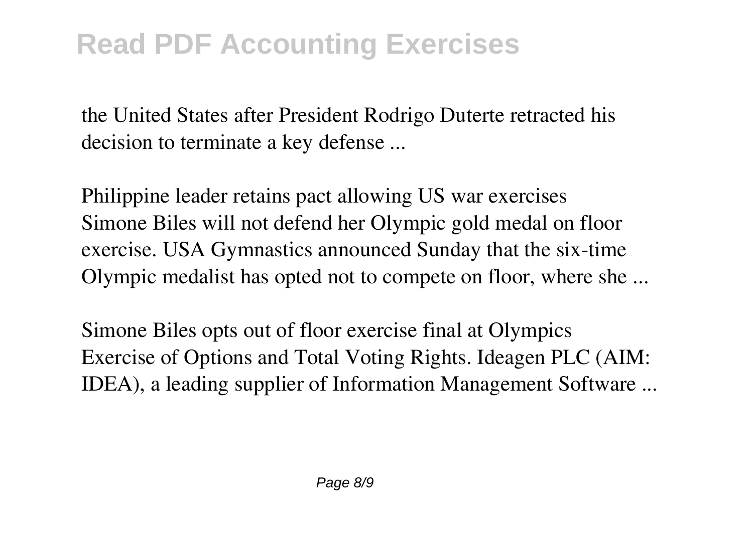the United States after President Rodrigo Duterte retracted his decision to terminate a key defense ...

Philippine leader retains pact allowing US war exercises
Simone Biles will not defend her Olympic gold medal on floor exercise. USA Gymnastics announced Sunday that the six-time Olympic medalist has opted not to compete on floor, where she ...

Simone Biles opts out of floor exercise final at Olympics
Exercise of Options and Total Voting Rights. Ideagen PLC (AIM: IDEA), a leading supplier of Information Management Software ...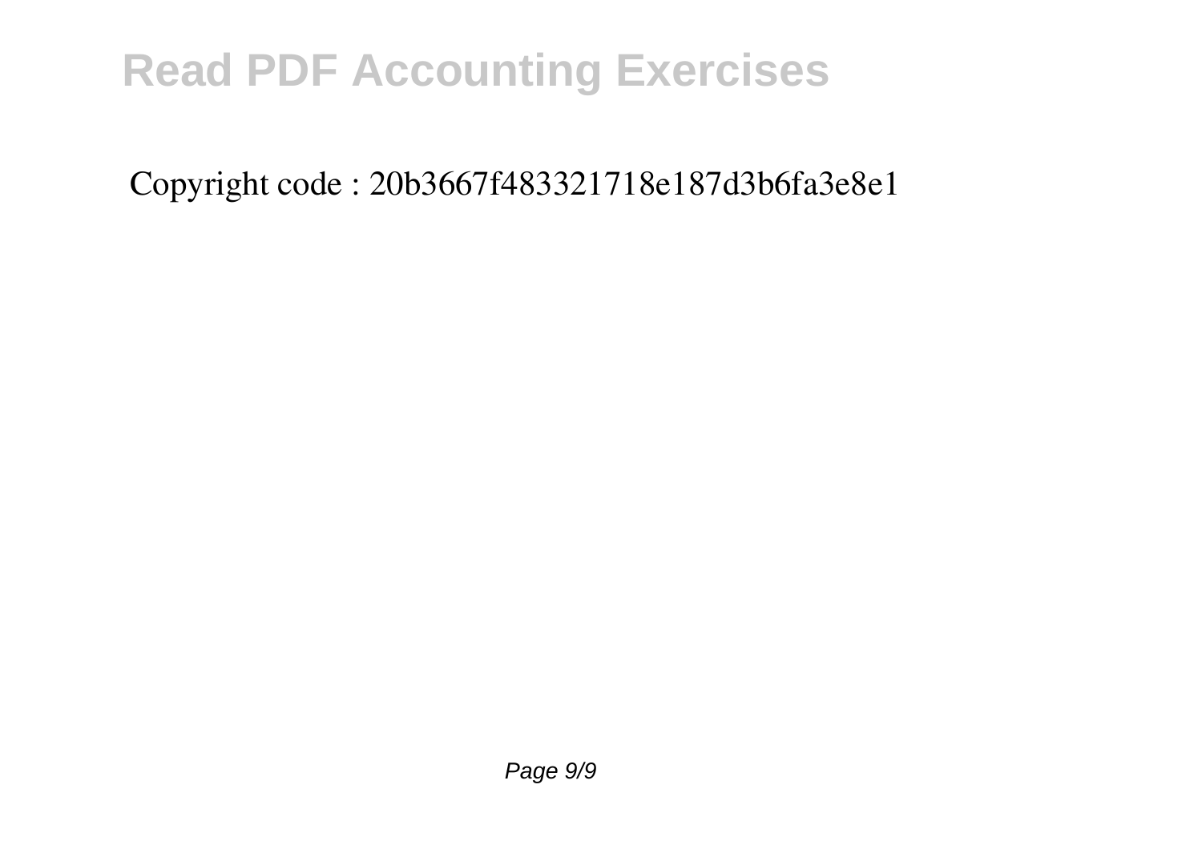Copyright code : 20b3667f483321718e187d3b6fa3e8e1